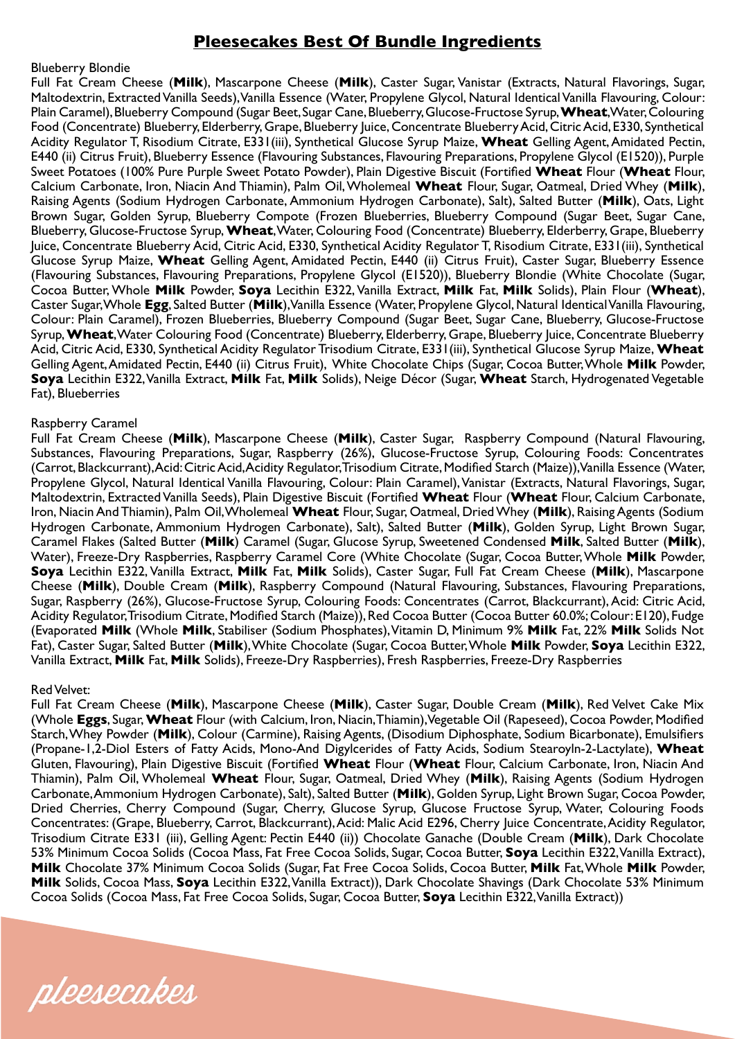# Pleesecakes Best Of Bundle Ingredients

Blueberry Blondie

Full Fat Cream Cheese (**Milk**), Mascarpone Cheese (**Milk**), Caster Sugar, Vanistar (Extracts, Natural Flavorings, Sugar, Maltodextrin, Extracted Vanilla Seeds), Vanilla Essence (Water, Propylene Glycol, Natural Identical Vanilla Flavouring, Colour: Plain Caramel), Blueberry Compound (Sugar Beet, Sugar Cane, Blueberry, Glucose-Fructose Syrup, **Wheat**, Water, Colouring Food (Concentrate) Blueberry, Elderberry, Grape, Blueberry Juice, Concentrate Blueberry Acid, Citric Acid, E330, Synthetical Acidity Regulator T, Risodium Citrate, E331(iii), Synthetical Glucose Syrup Maize, **Wheat** Gelling Agent, Amidated Pectin, E440 (ii) Citrus Fruit), Blueberry Essence (Flavouring Substances, Flavouring Preparations, Propylene Glycol (E1520)), Purple Sweet Potatoes (100% Pure Purple Sweet Potato Powder), Plain Digestive Biscuit (Fortified **Wheat** Flour (**Wheat** Flour, Calcium Carbonate, Iron, Niacin And Thiamin), Palm Oil, Wholemeal **Wheat** Flour, Sugar, Oatmeal, Dried Whey (**Milk**), Raising Agents (Sodium Hydrogen Carbonate, Ammonium Hydrogen Carbonate), Salt), Salted Butter (**Milk**), Oats, Light Brown Sugar, Golden Syrup, Blueberry Compote (Frozen Blueberries, Blueberry Compound (Sugar Beet, Sugar Cane, Blueberry, Glucose-Fructose Syrup, **Wheat**, Water, Colouring Food (Concentrate) Blueberry, Elderberry, Grape, Blueberry Juice, Concentrate Blueberry Acid, Citric Acid, E330, Synthetical Acidity Regulator T, Risodium Citrate, E331(iii), Synthetical Glucose Syrup Maize, **Wheat** Gelling Agent, Amidated Pectin, E440 (ii) Citrus Fruit), Caster Sugar, Blueberry Essence (Flavouring Substances, Flavouring Preparations, Propylene Glycol (E1520)), Blueberry Blondie (White Chocolate (Sugar, Cocoa Butter, Whole **Milk** Powder, **Soya** Lecithin E322, Vanilla Extract, **Milk** Fat, **Milk** Solids), Plain Flour (**Wheat**), Caster Sugar, Whole **Egg**, Salted Butter (**Milk**), Vanilla Essence (Water, Propylene Glycol, Natural Identical Vanilla Flavouring, Colour: Plain Caramel), Frozen Blueberries, Blueberry Compound (Sugar Beet, Sugar Cane, Blueberry, Glucose-Fructose Syrup, **Wheat**, Water Colouring Food (Concentrate) Blueberry, Elderberry, Grape, Blueberry Juice, Concentrate Blueberry Acid, Citric Acid, E330, Synthetical Acidity Regulator Trisodium Citrate, E331(iii), Synthetical Glucose Syrup Maize, **Wheat** Gelling Agent, Amidated Pectin, E440 (ii) Citrus Fruit), White Chocolate Chips (Sugar, Cocoa Butter, Whole **Milk** Powder, **Soya** Lecithin E322, Vanilla Extract, **Milk** Fat, **Milk** Solids), Neige Décor (Sugar, **Wheat** Starch, Hydrogenated Vegetable Fat), Blueberries

Raspberry Caramel

Full Fat Cream Cheese (**Milk**), Mascarpone Cheese (**Milk**), Caster Sugar, Raspberry Compound (Natural Flavouring, Substances, Flavouring Preparations, Sugar, Raspberry (26%), Glucose-Fructose Syrup, Colouring Foods: Concentrates (Carrot, Blackcurrant), Acid: Citric Acid, Acidity Regulator, Trisodium Citrate, Modified Starch (Maize)), Vanilla Essence (Water, Propylene Glycol, Natural Identical Vanilla Flavouring, Colour: Plain Caramel), Vanistar (Extracts, Natural Flavorings, Sugar, Maltodextrin, Extracted Vanilla Seeds), Plain Digestive Biscuit (Fortified **Wheat** Flour (**Wheat** Flour, Calcium Carbonate, Iron, Niacin And Thiamin), Palm Oil, Wholemeal **Wheat** Flour, Sugar, Oatmeal, Dried Whey (**Milk**), Raising Agents (Sodium Hydrogen Carbonate, Ammonium Hydrogen Carbonate), Salt), Salted Butter (**Milk**), Golden Syrup, Light Brown Sugar, Caramel Flakes (Salted Butter (**Milk**) Caramel (Sugar, Glucose Syrup, Sweetened Condensed **Milk**, Salted Butter (**Milk**), Water), Freeze-Dry Raspberries, Raspberry Caramel Core (White Chocolate (Sugar, Cocoa Butter, Whole **Milk** Powder, **Soya** Lecithin E322, Vanilla Extract, **Milk** Fat, **Milk** Solids), Caster Sugar, Full Fat Cream Cheese (**Milk**), Mascarpone Cheese (**Milk**), Double Cream (**Milk**), Raspberry Compound (Natural Flavouring, Substances, Flavouring Preparations, Sugar, Raspberry (26%), Glucose-Fructose Syrup, Colouring Foods: Concentrates (Carrot, Blackcurrant), Acid: Citric Acid, Acidity Regulator, Trisodium Citrate, Modified Starch (Maize)), Red Cocoa Butter (Cocoa Butter 60.0%; Colour: E120), Fudge (Evaporated **Milk** (Whole **Milk**, Stabiliser (Sodium Phosphates), Vitamin D, Minimum 9% **Milk** Fat, 22% **Milk** Solids Not Fat), Caster Sugar, Salted Butter (**Milk**), White Chocolate (Sugar, Cocoa Butter, Whole **Milk** Powder, **Soya** Lecithin E322, Vanilla Extract, **Milk** Fat, **Milk** Solids), Freeze-Dry Raspberries), Fresh Raspberries, Freeze-Dry Raspberries

Red Velvet:

Full Fat Cream Cheese (**Milk**), Mascarpone Cheese (**Milk**), Caster Sugar, Double Cream (**Milk**), Red Velvet Cake Mix (Whole **Eggs**, Sugar, **Wheat** Flour (with Calcium, Iron, Niacin, Thiamin), Vegetable Oil (Rapeseed), Cocoa Powder, Modified Starch, Whey Powder (**Milk**), Colour (Carmine), Raising Agents, (Disodium Diphosphate, Sodium Bicarbonate), Emulsifiers (Propane-1,2-Diol Esters of Fatty Acids, Mono-And Digylcerides of Fatty Acids, Sodium Stearoyln-2-Lactylate), **Wheat** Gluten, Flavouring), Plain Digestive Biscuit (Fortified **Wheat** Flour (**Wheat** Flour, Calcium Carbonate, Iron, Niacin And Thiamin), Palm Oil, Wholemeal **Wheat** Flour, Sugar, Oatmeal, Dried Whey (**Milk**), Raising Agents (Sodium Hydrogen Carbonate, Ammonium Hydrogen Carbonate), Salt), Salted Butter (**Milk**), Golden Syrup, Light Brown Sugar, Cocoa Powder, Dried Cherries, Cherry Compound (Sugar, Cherry, Glucose Syrup, Glucose Fructose Syrup, Water, Colouring Foods Concentrates: (Grape, Blueberry, Carrot, Blackcurrant), Acid: Malic Acid E296, Cherry Juice Concentrate, Acidity Regulator, Trisodium Citrate E331 (iii), Gelling Agent: Pectin E440 (ii)) Chocolate Ganache (Double Cream (**Milk**), Dark Chocolate 53% Minimum Cocoa Solids (Cocoa Mass, Fat Free Cocoa Solids, Sugar, Cocoa Butter, **Soya** Lecithin E322, Vanilla Extract), **Milk** Chocolate 37% Minimum Cocoa Solids (Sugar, Fat Free Cocoa Solids, Cocoa Butter, **Milk** Fat, Whole **Milk** Powder, **Milk** Solids, Cocoa Mass, **Soya** Lecithin E322, Vanilla Extract)), Dark Chocolate Shavings (Dark Chocolate 53% Minimum Cocoa Solids (Cocoa Mass, Fat Free Cocoa Solids, Sugar, Cocoa Butter, **Soya** Lecithin E322, Vanilla Extract))

pleesecakes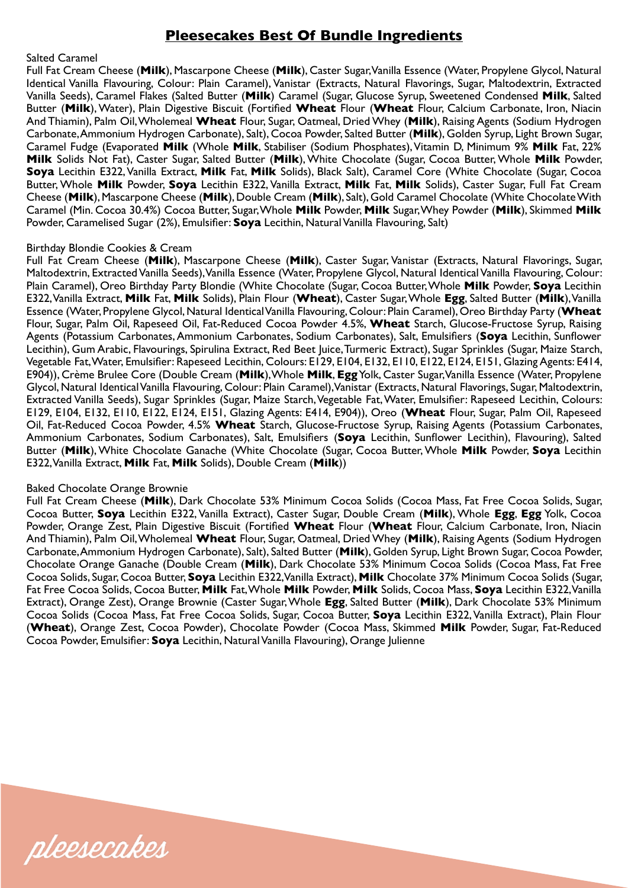## Pleesecakes Best Of Bundle Ingredients

Salted Caramel

Full Fat Cream Cheese (**Milk**), Mascarpone Cheese (**Milk**), Caster Sugar, Vanilla Essence (Water, Propylene Glycol, Natural Identical Vanilla Flavouring, Colour: Plain Caramel), Vanistar (Extracts, Natural Flavorings, Sugar, Maltodextrin, Extracted Vanilla Seeds), Caramel Flakes (Salted Butter (**Milk**) Caramel (Sugar, Glucose Syrup, Sweetened Condensed **Milk**, Salted Butter (**Milk**), Water), Plain Digestive Biscuit (Fortified **Wheat** Flour (**Wheat** Flour, Calcium Carbonate, Iron, Niacin And Thiamin), Palm Oil, Wholemeal **Wheat** Flour, Sugar, Oatmeal, Dried Whey (**Milk**), Raising Agents (Sodium Hydrogen Carbonate, Ammonium Hydrogen Carbonate), Salt), Cocoa Powder, Salted Butter (**Milk**), Golden Syrup, Light Brown Sugar, Caramel Fudge (Evaporated **Milk** (Whole **Milk**, Stabiliser (Sodium Phosphates), Vitamin D, Minimum 9% **Milk** Fat, 22% **Milk** Solids Not Fat), Caster Sugar, Salted Butter (**Milk**), White Chocolate (Sugar, Cocoa Butter, Whole **Milk** Powder, **Soya** Lecithin E322, Vanilla Extract, **Milk** Fat, **Milk** Solids), Black Salt), Caramel Core (White Chocolate (Sugar, Cocoa Butter, Whole **Milk** Powder, **Soya** Lecithin E322, Vanilla Extract, **Milk** Fat, **Milk** Solids), Caster Sugar, Full Fat Cream Cheese (**Milk**), Mascarpone Cheese (**Milk**), Double Cream (**Milk**), Salt), Gold Caramel Chocolate (White Chocolate With Caramel (Min. Cocoa 30.4%) Cocoa Butter, Sugar, Whole **Milk** Powder, **Milk** Sugar, Whey Powder (**Milk**), Skimmed **Milk** Powder, Caramelised Sugar (2%), Emulsifier: **Soya** Lecithin, Natural Vanilla Flavouring, Salt)

Birthday Blondie Cookies & Cream

Full Fat Cream Cheese (**Milk**), Mascarpone Cheese (**Milk**), Caster Sugar, Vanistar (Extracts, Natural Flavorings, Sugar, Maltodextrin, Extracted Vanilla Seeds), Vanilla Essence (Water, Propylene Glycol, Natural Identical Vanilla Flavouring, Colour: Plain Caramel), Oreo Birthday Party Blondie (White Chocolate (Sugar, Cocoa Butter, Whole **Milk** Powder, **Soya** Lecithin E322, Vanilla Extract, **Milk** Fat, **Milk** Solids), Plain Flour (**Wheat**), Caster Sugar, Whole **Egg**, Salted Butter (**Milk**), Vanilla Essence (Water, Propylene Glycol, Natural Identical Vanilla Flavouring, Colour: Plain Caramel), Oreo Birthday Party (**Wheat** Flour, Sugar, Palm Oil, Rapeseed Oil, Fat-Reduced Cocoa Powder 4.5%, **Wheat** Starch, Glucose-Fructose Syrup, Raising Agents (Potassium Carbonates, Ammonium Carbonates, Sodium Carbonates), Salt, Emulsifiers (**Soya** Lecithin, Sunflower Lecithin), Gum Arabic, Flavourings, Spirulina Extract, Red Beet Juice, Turmeric Extract), Sugar Sprinkles (Sugar, Maize Starch, Vegetable Fat, Water, Emulsifier: Rapeseed Lecithin, Colours: E129, E104, E132, E110, E122, E124, E151, Glazing Agents: E414, E904)), Crème Brulee Core (Double Cream (**Milk**), Whole **Milk**, **Egg** Yolk, Caster Sugar, Vanilla Essence (Water, Propylene Glycol, Natural Identical Vanilla Flavouring, Colour: Plain Caramel), Vanistar (Extracts, Natural Flavorings, Sugar, Maltodextrin, Extracted Vanilla Seeds), Sugar Sprinkles (Sugar, Maize Starch, Vegetable Fat, Water, Emulsifier: Rapeseed Lecithin, Colours: E129, E104, E132, E110, E122, E124, E151, Glazing Agents: E414, E904)), Oreo (**Wheat** Flour, Sugar, Palm Oil, Rapeseed Oil, Fat-Reduced Cocoa Powder, 4.5% **Wheat** Starch, Glucose-Fructose Syrup, Raising Agents (Potassium Carbonates, Ammonium Carbonates, Sodium Carbonates), Salt, Emulsifiers (**Soya** Lecithin, Sunflower Lecithin), Flavouring), Salted Butter (**Milk**), White Chocolate Ganache (White Chocolate (Sugar, Cocoa Butter, Whole **Milk** Powder, **Soya** Lecithin E322, Vanilla Extract, **Milk** Fat, **Milk** Solids), Double Cream (**Milk**))

Baked Chocolate Orange Brownie

Full Fat Cream Cheese (**Milk**), Dark Chocolate 53% Minimum Cocoa Solids (Cocoa Mass, Fat Free Cocoa Solids, Sugar, Cocoa Butter, **Soya** Lecithin E322, Vanilla Extract), Caster Sugar, Double Cream (**Milk**), Whole **Egg**, **Egg** Yolk, Cocoa Powder, Orange Zest, Plain Digestive Biscuit (Fortified **Wheat** Flour (**Wheat** Flour, Calcium Carbonate, Iron, Niacin And Thiamin), Palm Oil, Wholemeal **Wheat** Flour, Sugar, Oatmeal, Dried Whey (**Milk**), Raising Agents (Sodium Hydrogen Carbonate, Ammonium Hydrogen Carbonate), Salt), Salted Butter (**Milk**), Golden Syrup, Light Brown Sugar, Cocoa Powder, Chocolate Orange Ganache (Double Cream (**Milk**), Dark Chocolate 53% Minimum Cocoa Solids (Cocoa Mass, Fat Free Cocoa Solids, Sugar, Cocoa Butter, **Soya** Lecithin E322, Vanilla Extract), **Milk** Chocolate 37% Minimum Cocoa Solids (Sugar, Fat Free Cocoa Solids, Cocoa Butter, **Milk** Fat, Whole **Milk** Powder, **Milk** Solids, Cocoa Mass, **Soya** Lecithin E322, Vanilla Extract), Orange Zest), Orange Brownie (Caster Sugar, Whole **Egg**, Salted Butter (**Milk**), Dark Chocolate 53% Minimum Cocoa Solids (Cocoa Mass, Fat Free Cocoa Solids, Sugar, Cocoa Butter, **Soya** Lecithin E322, Vanilla Extract), Plain Flour (**Wheat**), Orange Zest, Cocoa Powder), Chocolate Powder (Cocoa Mass, Skimmed **Milk** Powder, Sugar, Fat-Reduced Cocoa Powder, Emulsifier: **Soya** Lecithin, Natural Vanilla Flavouring), Orange Julienne

pleesecakes